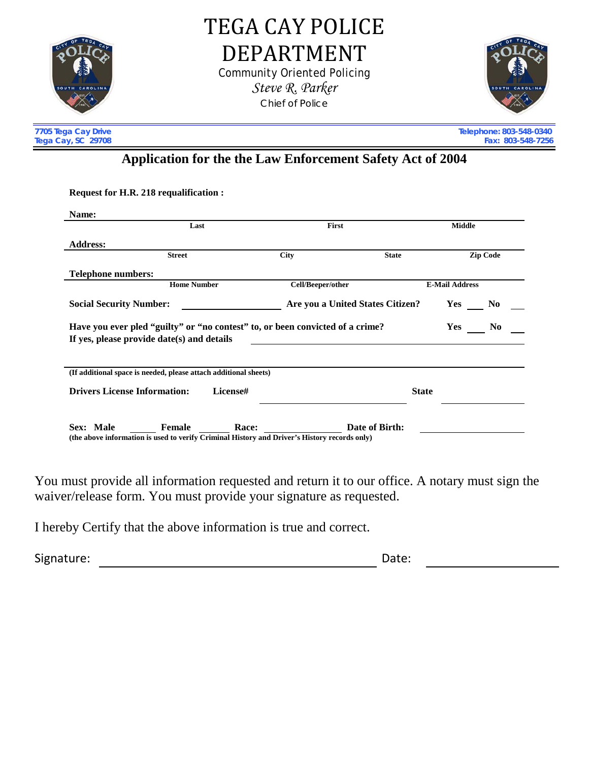# TEGA CAY POLICE DEPARTMENT

Community Oriented Policing

*Steve R. Parker*

Chief of Police

7705 Tega Cay Drive
Tega Cay, SC 29708

Telephone: 803-548-0340
Fax: 803-548-7256

## Application for the the Law Enforcement Safety Act of 2004

**Request for H.R. 218 requalification :**

**Name:** ______________________________________________

| Last | First | Middle |
|---|---|---|

**Address:** ______________________________________________

| Street | City | State | Zip Code |
|---|---|---|---|

**Telephone numbers:** ______________________________________________

| Home Number | Cell/Beeper/other | E-Mail Address |
|---|---|---|

**Social Security Number:** ____________________ **Are you a United States Citizen?** **Yes** ____ **No** ____

**Have you ever pled "guilty" or "no contest" to, or been convicted of a crime?** **Yes** ____ **No** ____
**If yes, please provide date(s) and details** ______________________________________________

______________________________________________

**(If additional space is needed, please attach additional sheets)**

**Drivers License Information:** **License#** ____________________ **State** ____________

**Sex: Male** ____ **Female** ____ **Race:** ____________ **Date of Birth:** ____________
**(the above information is used to verify Criminal History and Driver's History records only)**

You must provide all information requested and return it to our office. A notary must sign the waiver/release form. You must provide your signature as requested.

I hereby Certify that the above information is true and correct.

Signature: ______________________________ Date: ____________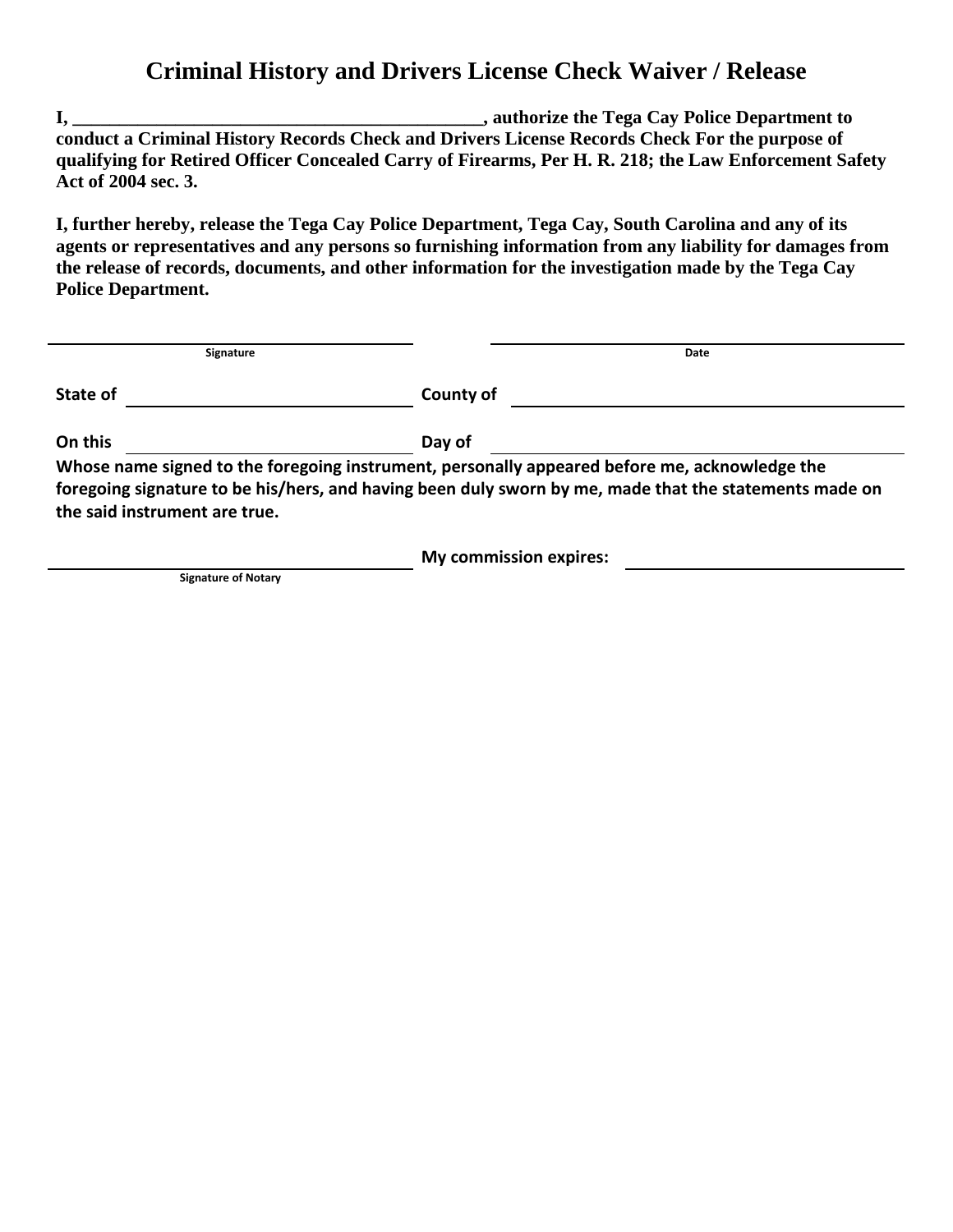# Criminal History and Drivers License Check Waiver / Release

**I, ____________________________________________, authorize the Tega Cay Police Department to conduct a Criminal History Records Check and Drivers License Records Check For the purpose of qualifying for Retired Officer Concealed Carry of Firearms, Per H. R. 218; the Law Enforcement Safety Act of 2004 sec. 3.**

**I, further hereby, release the Tega Cay Police Department, Tega Cay, South Carolina and any of its agents or representatives and any persons so furnishing information from any liability for damages from the release of records, documents, and other information for the investigation made by the Tega Cay Police Department.**

| ______________________________ | ______________________________ |
|---|---|
| **Signature** | **Date** |

**State of** ______________________ **County of** ______________________

**On this** ______________________ **Day of** ______________________

**Whose name signed to the foregoing instrument, personally appeared before me, acknowledge the foregoing signature to be his/hers, and having been duly sworn by me, made that the statements made on the said instrument are true.**

______________________________ **My commission expires:** ______________________

**Signature of Notary**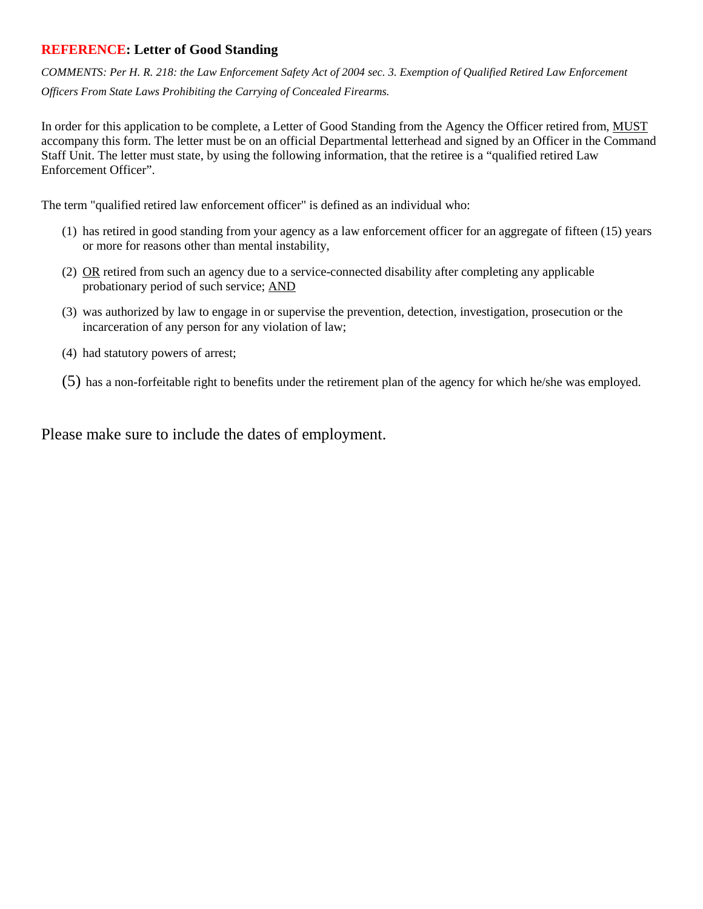**REFERENCE: Letter of Good Standing**

*COMMENTS: Per H. R. 218: the Law Enforcement Safety Act of 2004 sec. 3. Exemption of Qualified Retired Law Enforcement Officers From State Laws Prohibiting the Carrying of Concealed Firearms.*

In order for this application to be complete, a Letter of Good Standing from the Agency the Officer retired from, <u>MUST</u> accompany this form. The letter must be on an official Departmental letterhead and signed by an Officer in the Command Staff Unit. The letter must state, by using the following information, that the retiree is a "qualified retired Law Enforcement Officer".

The term "qualified retired law enforcement officer" is defined as an individual who:

(1) has retired in good standing from your agency as a law enforcement officer for an aggregate of fifteen (15) years or more for reasons other than mental instability,

(2) <u>OR</u> retired from such an agency due to a service-connected disability after completing any applicable probationary period of such service; <u>AND</u>

(3) was authorized by law to engage in or supervise the prevention, detection, investigation, prosecution or the incarceration of any person for any violation of law;

(4) had statutory powers of arrest;

(5) has a non-forfeitable right to benefits under the retirement plan of the agency for which he/she was employed.

Please make sure to include the dates of employment.